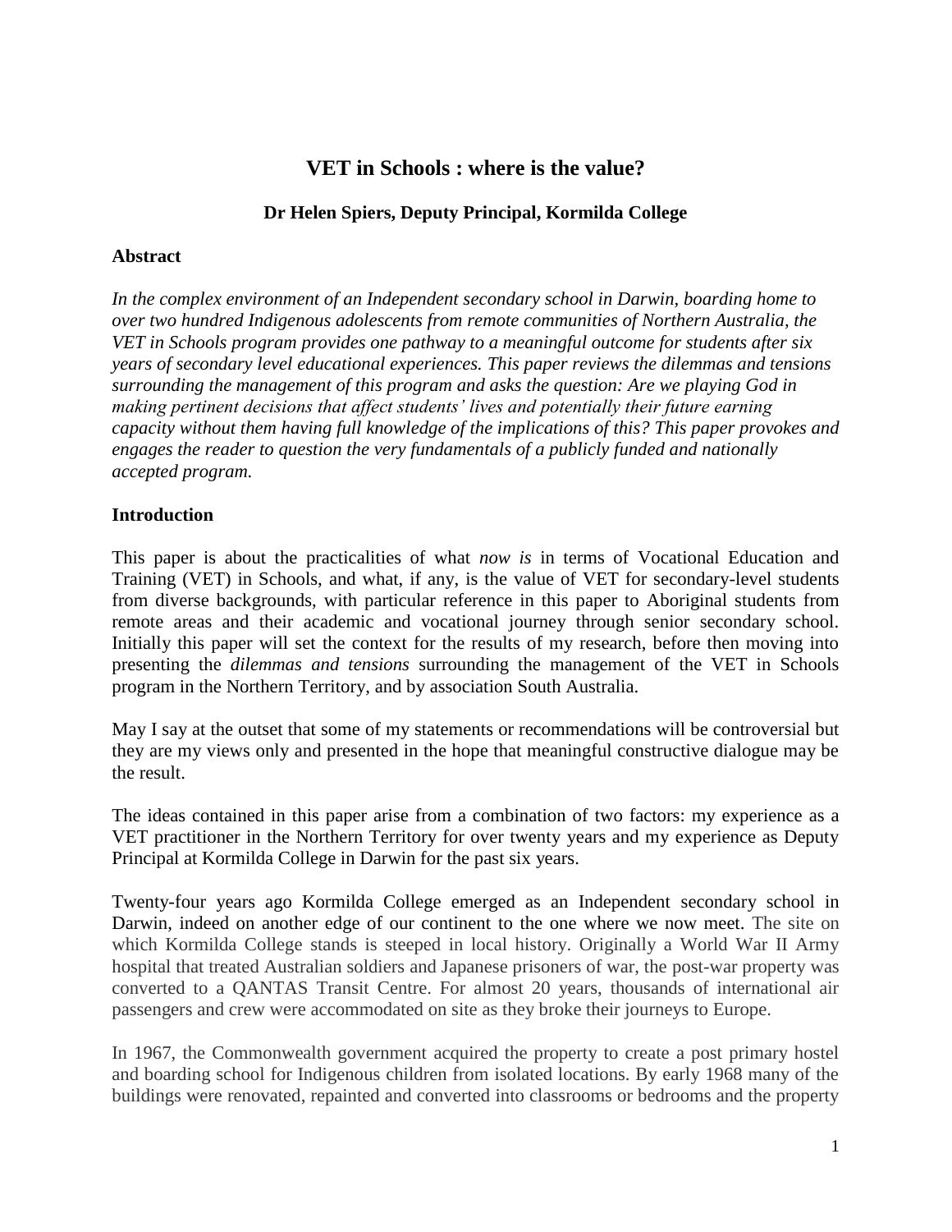# VET in Schools : where is the value?

**Dr Helen Spiers, Deputy Principal, Kormilda College**

## Abstract

*In the complex environment of an Independent secondary school in Darwin, boarding home to over two hundred Indigenous adolescents from remote communities of Northern Australia, the VET in Schools program provides one pathway to a meaningful outcome for students after six years of secondary level educational experiences. This paper reviews the dilemmas and tensions surrounding the management of this program and asks the question: Are we playing God in making pertinent decisions that affect students' lives and potentially their future earning capacity without them having full knowledge of the implications of this? This paper provokes and engages the reader to question the very fundamentals of a publicly funded and nationally accepted program.*

## Introduction

This paper is about the practicalities of what *now is* in terms of Vocational Education and Training (VET) in Schools, and what, if any, is the value of VET for secondary-level students from diverse backgrounds, with particular reference in this paper to Aboriginal students from remote areas and their academic and vocational journey through senior secondary school. Initially this paper will set the context for the results of my research, before then moving into presenting the *dilemmas and tensions* surrounding the management of the VET in Schools program in the Northern Territory, and by association South Australia.

May I say at the outset that some of my statements or recommendations will be controversial but they are my views only and presented in the hope that meaningful constructive dialogue may be the result.

The ideas contained in this paper arise from a combination of two factors: my experience as a VET practitioner in the Northern Territory for over twenty years and my experience as Deputy Principal at Kormilda College in Darwin for the past six years.

Twenty-four years ago Kormilda College emerged as an Independent secondary school in Darwin, indeed on another edge of our continent to the one where we now meet. The site on which Kormilda College stands is steeped in local history. Originally a World War II Army hospital that treated Australian soldiers and Japanese prisoners of war, the post-war property was converted to a QANTAS Transit Centre. For almost 20 years, thousands of international air passengers and crew were accommodated on site as they broke their journeys to Europe.

In 1967, the Commonwealth government acquired the property to create a post primary hostel and boarding school for Indigenous children from isolated locations. By early 1968 many of the buildings were renovated, repainted and converted into classrooms or bedrooms and the property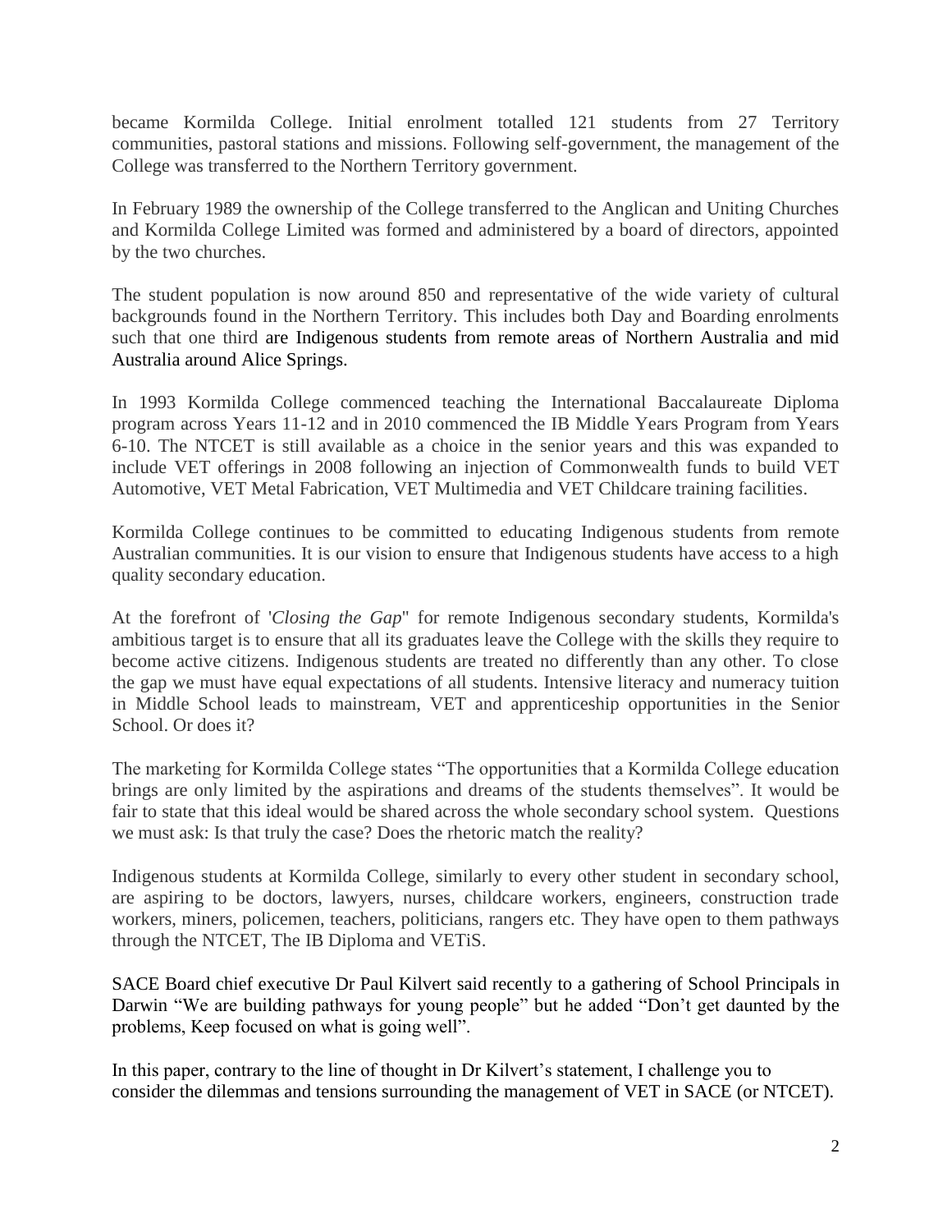became Kormilda College. Initial enrolment totalled 121 students from 27 Territory communities, pastoral stations and missions. Following self-government, the management of the College was transferred to the Northern Territory government.

In February 1989 the ownership of the College transferred to the Anglican and Uniting Churches and Kormilda College Limited was formed and administered by a board of directors, appointed by the two churches.

The student population is now around 850 and representative of the wide variety of cultural backgrounds found in the Northern Territory. This includes both Day and Boarding enrolments such that one third are Indigenous students from remote areas of Northern Australia and mid Australia around Alice Springs.

In 1993 Kormilda College commenced teaching the International Baccalaureate Diploma program across Years 11-12 and in 2010 commenced the IB Middle Years Program from Years 6-10. The NTCET is still available as a choice in the senior years and this was expanded to include VET offerings in 2008 following an injection of Commonwealth funds to build VET Automotive, VET Metal Fabrication, VET Multimedia and VET Childcare training facilities.

Kormilda College continues to be committed to educating Indigenous students from remote Australian communities. It is our vision to ensure that Indigenous students have access to a high quality secondary education.

At the forefront of '*Closing the Gap*" for remote Indigenous secondary students, Kormilda's ambitious target is to ensure that all its graduates leave the College with the skills they require to become active citizens. Indigenous students are treated no differently than any other. To close the gap we must have equal expectations of all students. Intensive literacy and numeracy tuition in Middle School leads to mainstream, VET and apprenticeship opportunities in the Senior School. Or does it?

The marketing for Kormilda College states "The opportunities that a Kormilda College education brings are only limited by the aspirations and dreams of the students themselves". It would be fair to state that this ideal would be shared across the whole secondary school system. Questions we must ask: Is that truly the case? Does the rhetoric match the reality?

Indigenous students at Kormilda College, similarly to every other student in secondary school, are aspiring to be doctors, lawyers, nurses, childcare workers, engineers, construction trade workers, miners, policemen, teachers, politicians, rangers etc. They have open to them pathways through the NTCET, The IB Diploma and VETiS.

SACE Board chief executive Dr Paul Kilvert said recently to a gathering of School Principals in Darwin "We are building pathways for young people" but he added "Don't get daunted by the problems, Keep focused on what is going well".

In this paper, contrary to the line of thought in Dr Kilvert's statement, I challenge you to consider the dilemmas and tensions surrounding the management of VET in SACE (or NTCET).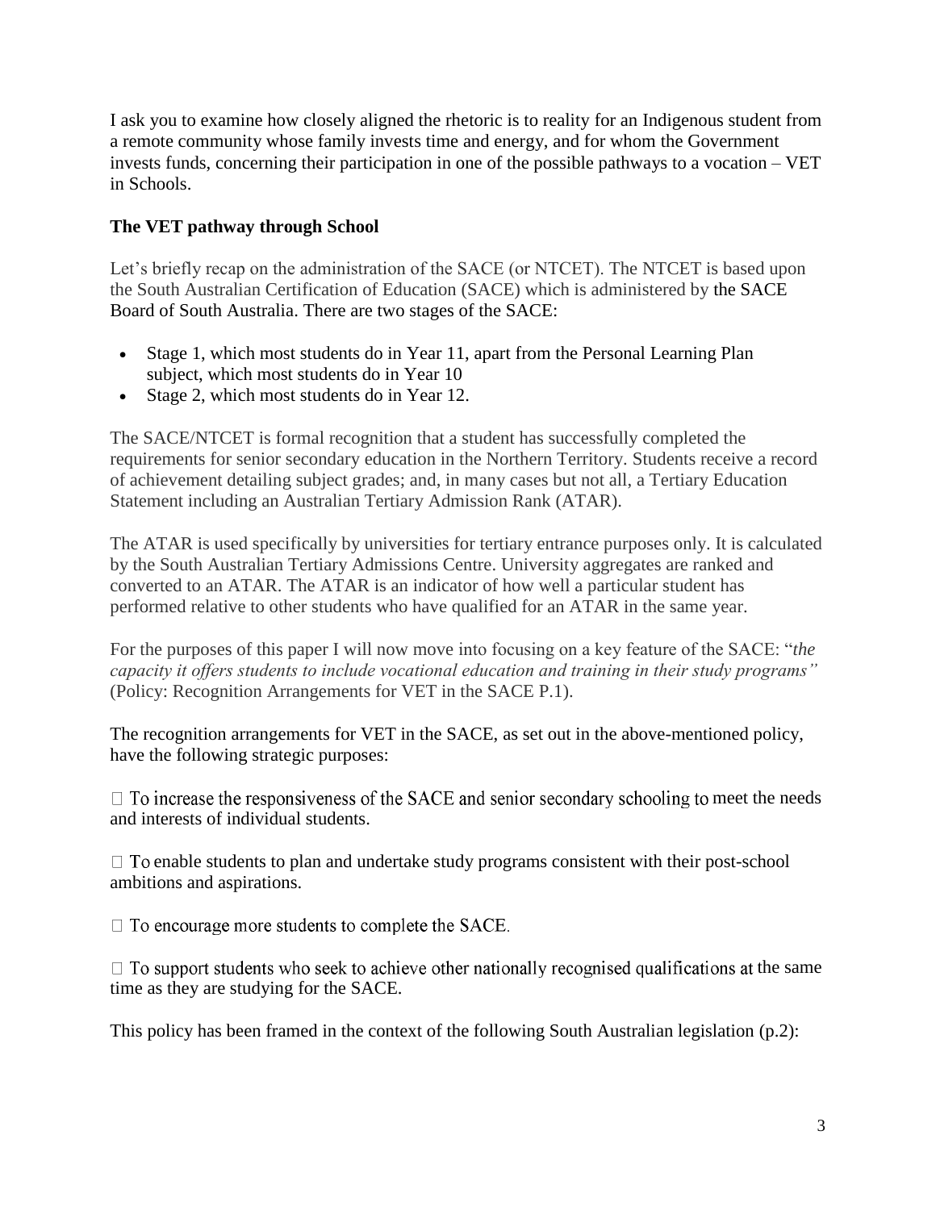I ask you to examine how closely aligned the rhetoric is to reality for an Indigenous student from a remote community whose family invests time and energy, and for whom the Government invests funds, concerning their participation in one of the possible pathways to a vocation – VET in Schools.

### The VET pathway through School

Let's briefly recap on the administration of the SACE (or NTCET). The NTCET is based upon the South Australian Certification of Education (SACE) which is administered by the SACE Board of South Australia. There are two stages of the SACE:

- Stage 1, which most students do in Year 11, apart from the Personal Learning Plan subject, which most students do in Year 10
- Stage 2, which most students do in Year 12.

The SACE/NTCET is formal recognition that a student has successfully completed the requirements for senior secondary education in the Northern Territory. Students receive a record of achievement detailing subject grades; and, in many cases but not all, a Tertiary Education Statement including an Australian Tertiary Admission Rank (ATAR).

The ATAR is used specifically by universities for tertiary entrance purposes only. It is calculated by the South Australian Tertiary Admissions Centre. University aggregates are ranked and converted to an ATAR. The ATAR is an indicator of how well a particular student has performed relative to other students who have qualified for an ATAR in the same year.

For the purposes of this paper I will now move into focusing on a key feature of the SACE: "*the capacity it offers students to include vocational education and training in their study programs"* (Policy: Recognition Arrangements for VET in the SACE P.1).

The recognition arrangements for VET in the SACE, as set out in the above-mentioned policy, have the following strategic purposes:

- To increase the responsiveness of the SACE and senior secondary schooling to meet the needs and interests of individual students.
- To enable students to plan and undertake study programs consistent with their post-school ambitions and aspirations.
- To encourage more students to complete the SACE.
- To support students who seek to achieve other nationally recognised qualifications at the same time as they are studying for the SACE.

This policy has been framed in the context of the following South Australian legislation (p.2):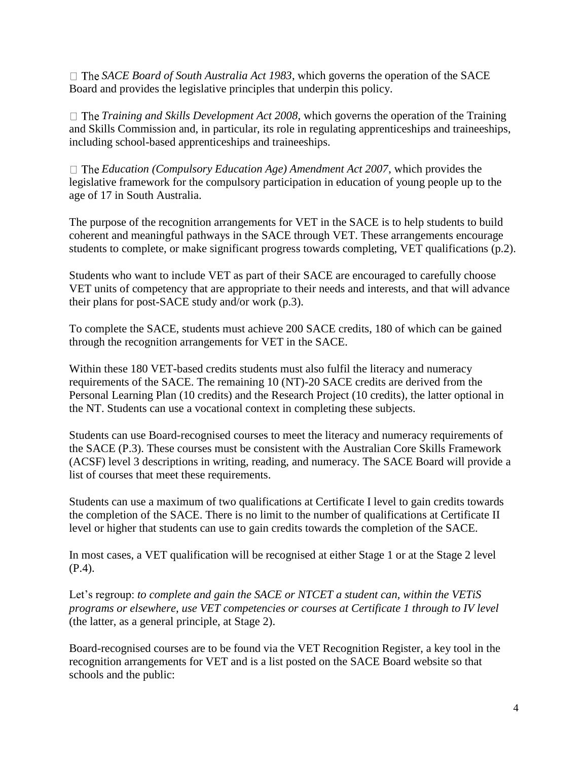- The *SACE Board of South Australia Act 1983*, which governs the operation of the SACE Board and provides the legislative principles that underpin this policy.

- The *Training and Skills Development Act 2008*, which governs the operation of the Training and Skills Commission and, in particular, its role in regulating apprenticeships and traineeships, including school-based apprenticeships and traineeships.

- The *Education (Compulsory Education Age) Amendment Act 2007*, which provides the legislative framework for the compulsory participation in education of young people up to the age of 17 in South Australia.

The purpose of the recognition arrangements for VET in the SACE is to help students to build coherent and meaningful pathways in the SACE through VET. These arrangements encourage students to complete, or make significant progress towards completing, VET qualifications (p.2).

Students who want to include VET as part of their SACE are encouraged to carefully choose VET units of competency that are appropriate to their needs and interests, and that will advance their plans for post-SACE study and/or work (p.3).

To complete the SACE, students must achieve 200 SACE credits, 180 of which can be gained through the recognition arrangements for VET in the SACE.

Within these 180 VET-based credits students must also fulfil the literacy and numeracy requirements of the SACE. The remaining 10 (NT)-20 SACE credits are derived from the Personal Learning Plan (10 credits) and the Research Project (10 credits), the latter optional in the NT. Students can use a vocational context in completing these subjects.

Students can use Board-recognised courses to meet the literacy and numeracy requirements of the SACE (P.3). These courses must be consistent with the Australian Core Skills Framework (ACSF) level 3 descriptions in writing, reading, and numeracy. The SACE Board will provide a list of courses that meet these requirements.

Students can use a maximum of two qualifications at Certificate I level to gain credits towards the completion of the SACE. There is no limit to the number of qualifications at Certificate II level or higher that students can use to gain credits towards the completion of the SACE.

In most cases, a VET qualification will be recognised at either Stage 1 or at the Stage 2 level (P.4).

Let's regroup: *to complete and gain the SACE or NTCET a student can, within the VETiS programs or elsewhere, use VET competencies or courses at Certificate 1 through to IV level* (the latter, as a general principle, at Stage 2).

Board-recognised courses are to be found via the VET Recognition Register, a key tool in the recognition arrangements for VET and is a list posted on the SACE Board website so that schools and the public: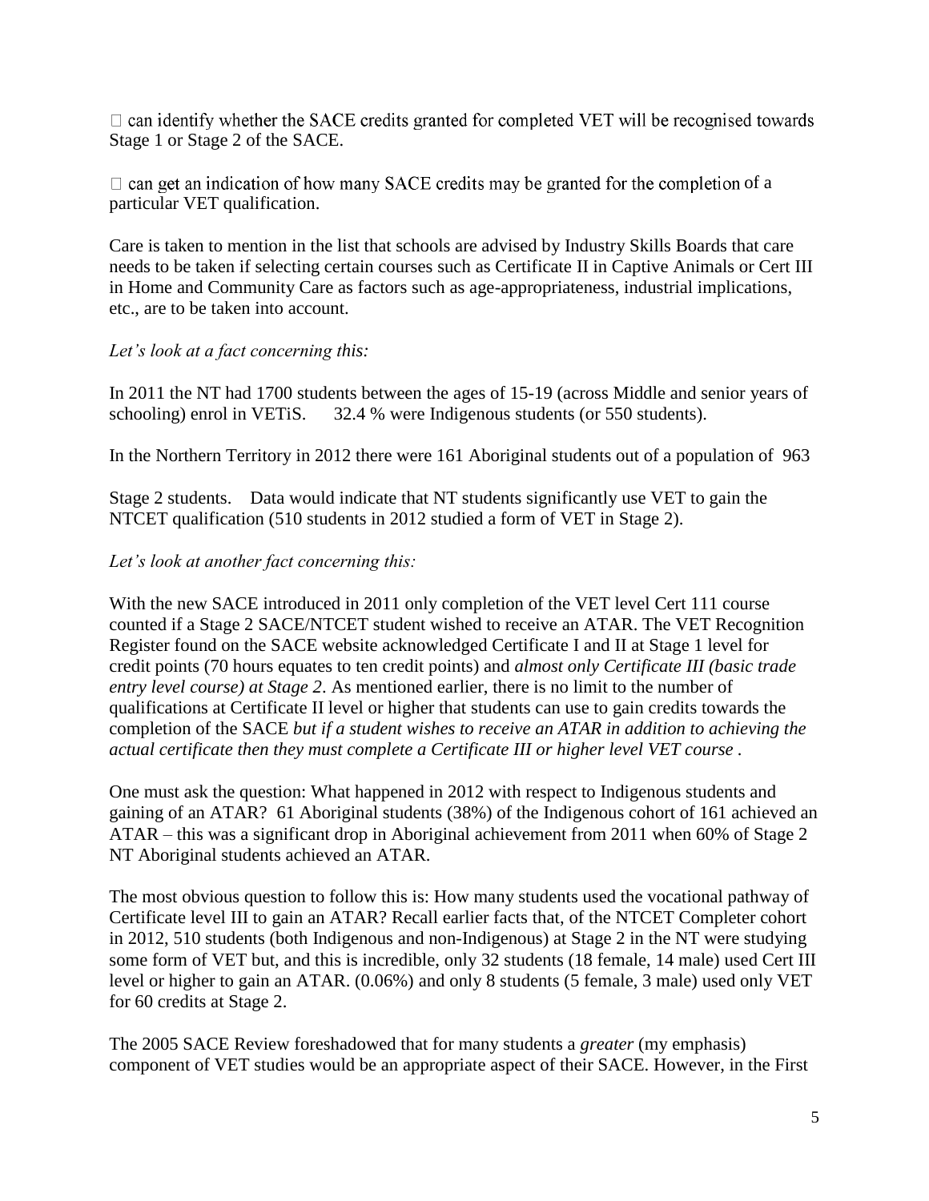can identify whether the SACE credits granted for completed VET will be recognised towards Stage 1 or Stage 2 of the SACE.

 can get an indication of how many SACE credits may be granted for the completion of a particular VET qualification.

Care is taken to mention in the list that schools are advised by Industry Skills Boards that care needs to be taken if selecting certain courses such as Certificate II in Captive Animals or Cert III in Home and Community Care as factors such as age-appropriateness, industrial implications, etc., are to be taken into account.

*Let's look at a fact concerning this:*

In 2011 the NT had 1700 students between the ages of 15-19 (across Middle and senior years of schooling) enrol in VETiS. 32.4 % were Indigenous students (or 550 students).

In the Northern Territory in 2012 there were 161 Aboriginal students out of a population of 963

Stage 2 students. Data would indicate that NT students significantly use VET to gain the NTCET qualification (510 students in 2012 studied a form of VET in Stage 2).

*Let's look at another fact concerning this:*

With the new SACE introduced in 2011 only completion of the VET level Cert 111 course counted if a Stage 2 SACE/NTCET student wished to receive an ATAR. The VET Recognition Register found on the SACE website acknowledged Certificate I and II at Stage 1 level for credit points (70 hours equates to ten credit points) and *almost only Certificate III (basic trade entry level course) at Stage 2*. As mentioned earlier, there is no limit to the number of qualifications at Certificate II level or higher that students can use to gain credits towards the completion of the SACE *but if a student wishes to receive an ATAR in addition to achieving the actual certificate then they must complete a Certificate III or higher level VET course* .

One must ask the question: What happened in 2012 with respect to Indigenous students and gaining of an ATAR? 61 Aboriginal students (38%) of the Indigenous cohort of 161 achieved an ATAR – this was a significant drop in Aboriginal achievement from 2011 when 60% of Stage 2 NT Aboriginal students achieved an ATAR.

The most obvious question to follow this is: How many students used the vocational pathway of Certificate level III to gain an ATAR? Recall earlier facts that, of the NTCET Completer cohort in 2012, 510 students (both Indigenous and non-Indigenous) at Stage 2 in the NT were studying some form of VET but, and this is incredible, only 32 students (18 female, 14 male) used Cert III level or higher to gain an ATAR. (0.06%) and only 8 students (5 female, 3 male) used only VET for 60 credits at Stage 2.

The 2005 SACE Review foreshadowed that for many students a *greater* (my emphasis) component of VET studies would be an appropriate aspect of their SACE. However, in the First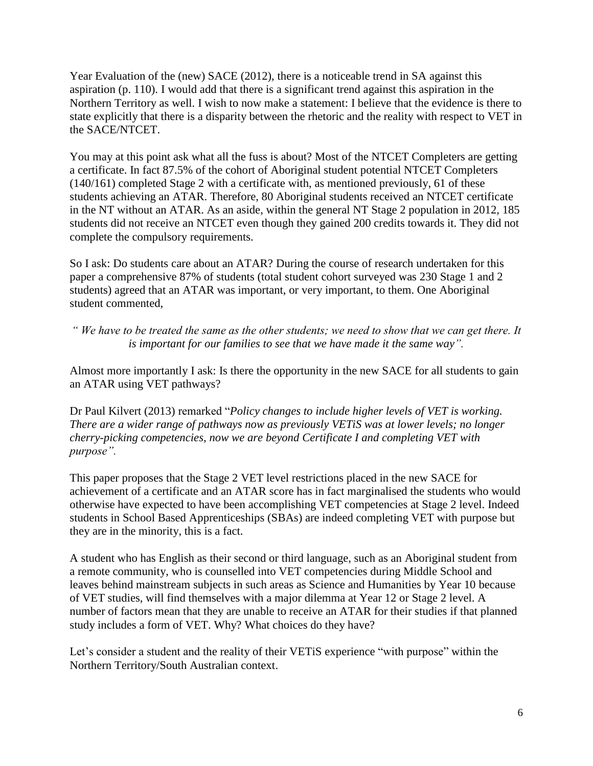Year Evaluation of the (new) SACE (2012), there is a noticeable trend in SA against this aspiration (p. 110). I would add that there is a significant trend against this aspiration in the Northern Territory as well. I wish to now make a statement: I believe that the evidence is there to state explicitly that there is a disparity between the rhetoric and the reality with respect to VET in the SACE/NTCET.

You may at this point ask what all the fuss is about? Most of the NTCET Completers are getting a certificate. In fact 87.5% of the cohort of Aboriginal student potential NTCET Completers (140/161) completed Stage 2 with a certificate with, as mentioned previously, 61 of these students achieving an ATAR. Therefore, 80 Aboriginal students received an NTCET certificate in the NT without an ATAR. As an aside, within the general NT Stage 2 population in 2012, 185 students did not receive an NTCET even though they gained 200 credits towards it. They did not complete the compulsory requirements.

So I ask: Do students care about an ATAR? During the course of research undertaken for this paper a comprehensive 87% of students (total student cohort surveyed was 230 Stage 1 and 2 students) agreed that an ATAR was important, or very important, to them. One Aboriginal student commented,

*" We have to be treated the same as the other students; we need to show that we can get there. It is important for our families to see that we have made it the same way".*

Almost more importantly I ask: Is there the opportunity in the new SACE for all students to gain an ATAR using VET pathways?

Dr Paul Kilvert (2013) remarked "*Policy changes to include higher levels of VET is working. There are a wider range of pathways now as previously VETiS was at lower levels; no longer cherry-picking competencies, now we are beyond Certificate I and completing VET with purpose".*

This paper proposes that the Stage 2 VET level restrictions placed in the new SACE for achievement of a certificate and an ATAR score has in fact marginalised the students who would otherwise have expected to have been accomplishing VET competencies at Stage 2 level. Indeed students in School Based Apprenticeships (SBAs) are indeed completing VET with purpose but they are in the minority, this is a fact.

A student who has English as their second or third language, such as an Aboriginal student from a remote community, who is counselled into VET competencies during Middle School and leaves behind mainstream subjects in such areas as Science and Humanities by Year 10 because of VET studies, will find themselves with a major dilemma at Year 12 or Stage 2 level. A number of factors mean that they are unable to receive an ATAR for their studies if that planned study includes a form of VET. Why? What choices do they have?

Let's consider a student and the reality of their VETiS experience "with purpose" within the Northern Territory/South Australian context.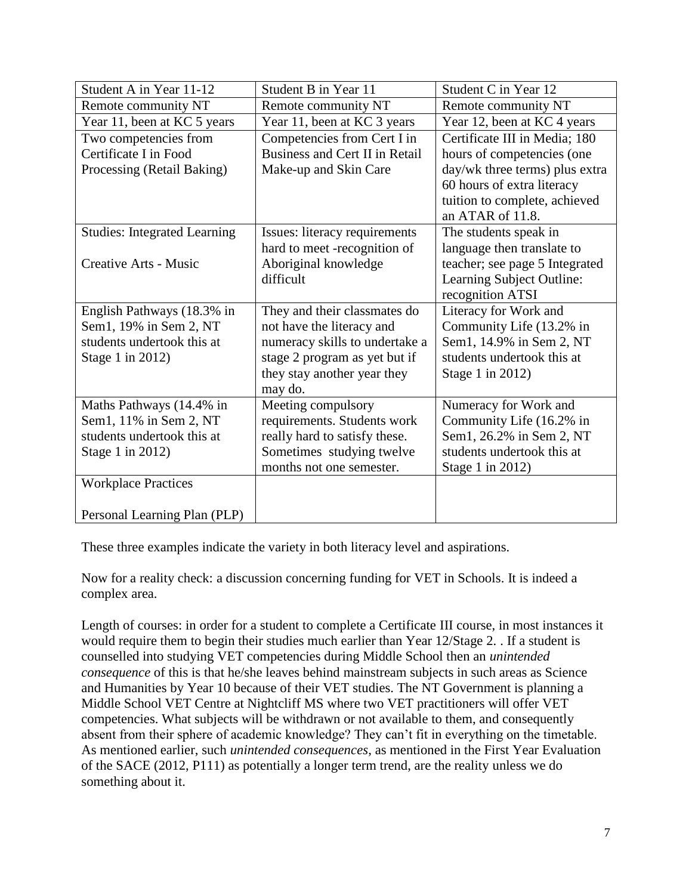| Student A in Year 11-12 | Student B in Year 11 | Student C in Year 12 |
|---|---|---|
| Remote community NT | Remote community NT | Remote community NT |
| Year 11, been at KC 5 years | Year 11, been at KC 3 years | Year 12, been at KC 4 years |
| Two competencies from Certificate I in Food Processing (Retail Baking) | Competencies from Cert I in Business and Cert II in Retail Make-up and Skin Care | Certificate III in Media; 180 hours of competencies (one day/wk three terms) plus extra 60 hours of extra literacy tuition to complete, achieved an ATAR of 11.8. |
| Studies: Integrated Learning<br><br>Creative Arts - Music | Issues: literacy requirements hard to meet -recognition of Aboriginal knowledge difficult | The students speak in language then translate to teacher; see page 5 Integrated Learning Subject Outline: recognition ATSI |
| English Pathways (18.3% in Sem1, 19% in Sem 2, NT students undertook this at Stage 1 in 2012) | They and their classmates do not have the literacy and numeracy skills to undertake a stage 2 program as yet but if they stay another year they may do. | Literacy for Work and Community Life (13.2% in Sem1, 14.9% in Sem 2, NT students undertook this at Stage 1 in 2012) |
| Maths Pathways (14.4% in Sem1, 11% in Sem 2, NT students undertook this at Stage 1 in 2012) | Meeting compulsory requirements. Students work really hard to satisfy these. Sometimes studying twelve months not one semester. | Numeracy for Work and Community Life (16.2% in Sem1, 26.2% in Sem 2, NT students undertook this at Stage 1 in 2012) |
| Workplace Practices<br><br>Personal Learning Plan (PLP) | | |

These three examples indicate the variety in both literacy level and aspirations.

Now for a reality check: a discussion concerning funding for VET in Schools. It is indeed a complex area.

Length of courses: in order for a student to complete a Certificate III course, in most instances it would require them to begin their studies much earlier than Year 12/Stage 2. . If a student is counselled into studying VET competencies during Middle School then an *unintended consequence* of this is that he/she leaves behind mainstream subjects in such areas as Science and Humanities by Year 10 because of their VET studies. The NT Government is planning a Middle School VET Centre at Nightcliff MS where two VET practitioners will offer VET competencies. What subjects will be withdrawn or not available to them, and consequently absent from their sphere of academic knowledge? They can't fit in everything on the timetable. As mentioned earlier, such *unintended consequences*, as mentioned in the First Year Evaluation of the SACE (2012, P111) as potentially a longer term trend, are the reality unless we do something about it.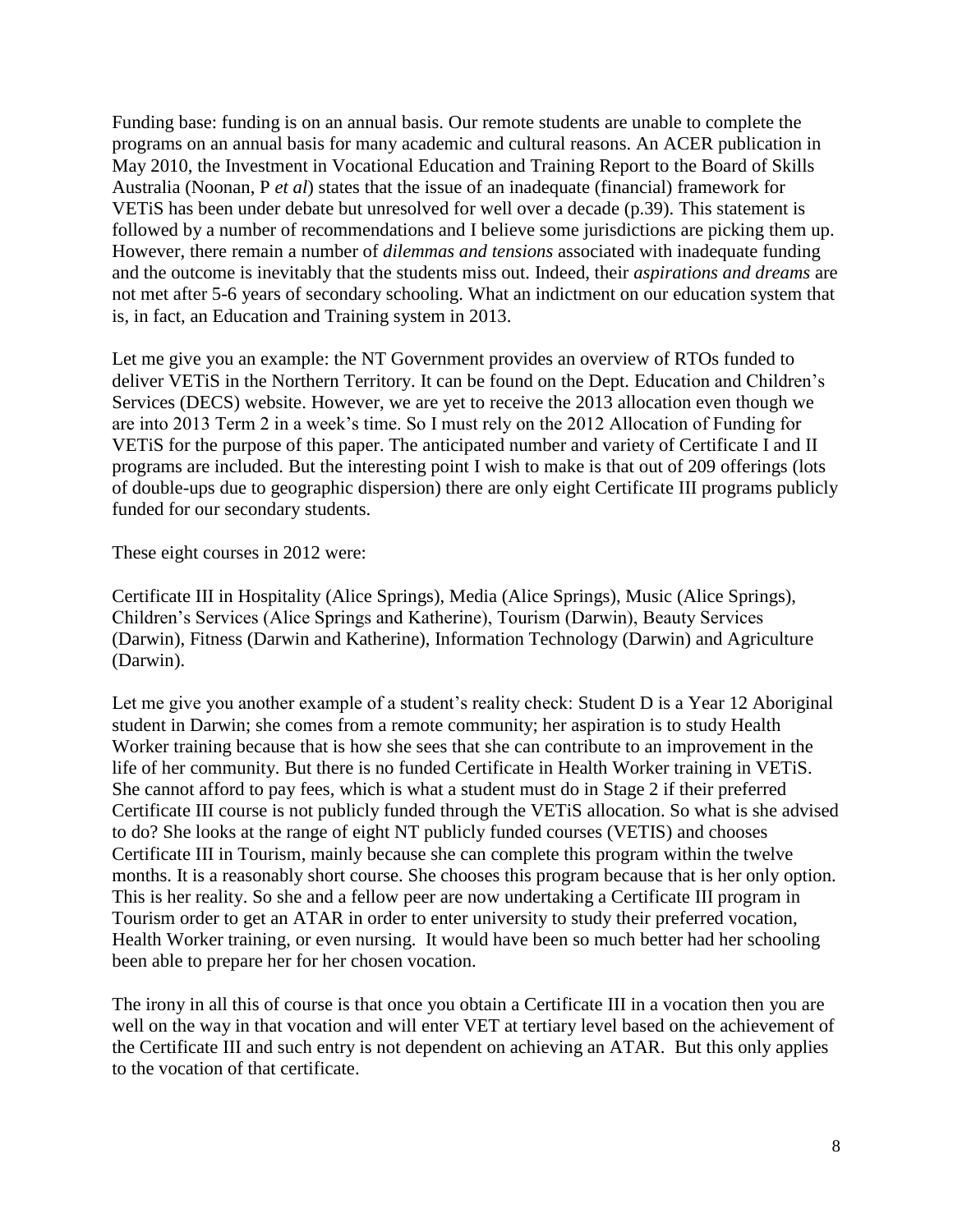Funding base: funding is on an annual basis. Our remote students are unable to complete the programs on an annual basis for many academic and cultural reasons. An ACER publication in May 2010, the Investment in Vocational Education and Training Report to the Board of Skills Australia (Noonan, P *et al*) states that the issue of an inadequate (financial) framework for VETiS has been under debate but unresolved for well over a decade (p.39). This statement is followed by a number of recommendations and I believe some jurisdictions are picking them up. However, there remain a number of *dilemmas and tensions* associated with inadequate funding and the outcome is inevitably that the students miss out. Indeed, their *aspirations and dreams* are not met after 5-6 years of secondary schooling. What an indictment on our education system that is, in fact, an Education and Training system in 2013.

Let me give you an example: the NT Government provides an overview of RTOs funded to deliver VETiS in the Northern Territory. It can be found on the Dept. Education and Children's Services (DECS) website. However, we are yet to receive the 2013 allocation even though we are into 2013 Term 2 in a week's time. So I must rely on the 2012 Allocation of Funding for VETiS for the purpose of this paper. The anticipated number and variety of Certificate I and II programs are included. But the interesting point I wish to make is that out of 209 offerings (lots of double-ups due to geographic dispersion) there are only eight Certificate III programs publicly funded for our secondary students.

These eight courses in 2012 were:

Certificate III in Hospitality (Alice Springs), Media (Alice Springs), Music (Alice Springs), Children's Services (Alice Springs and Katherine), Tourism (Darwin), Beauty Services (Darwin), Fitness (Darwin and Katherine), Information Technology (Darwin) and Agriculture (Darwin).

Let me give you another example of a student's reality check: Student D is a Year 12 Aboriginal student in Darwin; she comes from a remote community; her aspiration is to study Health Worker training because that is how she sees that she can contribute to an improvement in the life of her community. But there is no funded Certificate in Health Worker training in VETiS. She cannot afford to pay fees, which is what a student must do in Stage 2 if their preferred Certificate III course is not publicly funded through the VETiS allocation. So what is she advised to do? She looks at the range of eight NT publicly funded courses (VETIS) and chooses Certificate III in Tourism, mainly because she can complete this program within the twelve months. It is a reasonably short course. She chooses this program because that is her only option. This is her reality. So she and a fellow peer are now undertaking a Certificate III program in Tourism order to get an ATAR in order to enter university to study their preferred vocation, Health Worker training, or even nursing. It would have been so much better had her schooling been able to prepare her for her chosen vocation.

The irony in all this of course is that once you obtain a Certificate III in a vocation then you are well on the way in that vocation and will enter VET at tertiary level based on the achievement of the Certificate III and such entry is not dependent on achieving an ATAR. But this only applies to the vocation of that certificate.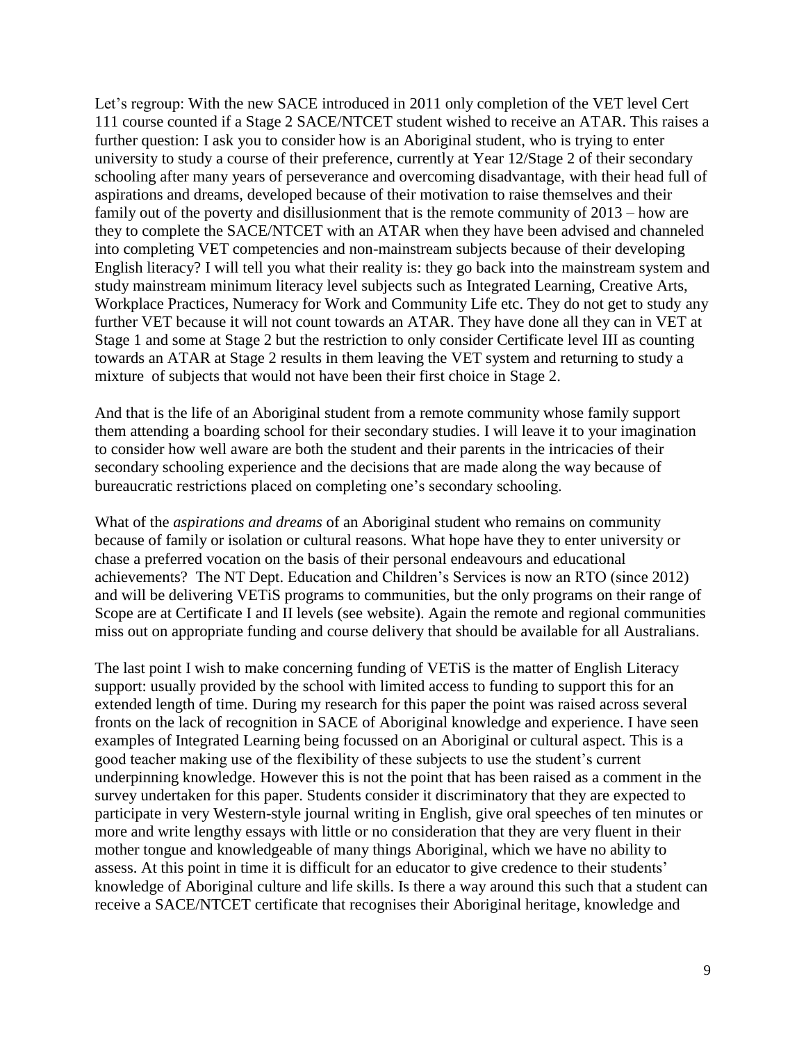Let's regroup: With the new SACE introduced in 2011 only completion of the VET level Cert 111 course counted if a Stage 2 SACE/NTCET student wished to receive an ATAR. This raises a further question: I ask you to consider how is an Aboriginal student, who is trying to enter university to study a course of their preference, currently at Year 12/Stage 2 of their secondary schooling after many years of perseverance and overcoming disadvantage, with their head full of aspirations and dreams, developed because of their motivation to raise themselves and their family out of the poverty and disillusionment that is the remote community of 2013 – how are they to complete the SACE/NTCET with an ATAR when they have been advised and channeled into completing VET competencies and non-mainstream subjects because of their developing English literacy? I will tell you what their reality is: they go back into the mainstream system and study mainstream minimum literacy level subjects such as Integrated Learning, Creative Arts, Workplace Practices, Numeracy for Work and Community Life etc. They do not get to study any further VET because it will not count towards an ATAR. They have done all they can in VET at Stage 1 and some at Stage 2 but the restriction to only consider Certificate level III as counting towards an ATAR at Stage 2 results in them leaving the VET system and returning to study a mixture of subjects that would not have been their first choice in Stage 2.

And that is the life of an Aboriginal student from a remote community whose family support them attending a boarding school for their secondary studies. I will leave it to your imagination to consider how well aware are both the student and their parents in the intricacies of their secondary schooling experience and the decisions that are made along the way because of bureaucratic restrictions placed on completing one's secondary schooling.

What of the *aspirations and dreams* of an Aboriginal student who remains on community because of family or isolation or cultural reasons. What hope have they to enter university or chase a preferred vocation on the basis of their personal endeavours and educational achievements? The NT Dept. Education and Children's Services is now an RTO (since 2012) and will be delivering VETiS programs to communities, but the only programs on their range of Scope are at Certificate I and II levels (see website). Again the remote and regional communities miss out on appropriate funding and course delivery that should be available for all Australians.

The last point I wish to make concerning funding of VETiS is the matter of English Literacy support: usually provided by the school with limited access to funding to support this for an extended length of time. During my research for this paper the point was raised across several fronts on the lack of recognition in SACE of Aboriginal knowledge and experience. I have seen examples of Integrated Learning being focussed on an Aboriginal or cultural aspect. This is a good teacher making use of the flexibility of these subjects to use the student's current underpinning knowledge. However this is not the point that has been raised as a comment in the survey undertaken for this paper. Students consider it discriminatory that they are expected to participate in very Western-style journal writing in English, give oral speeches of ten minutes or more and write lengthy essays with little or no consideration that they are very fluent in their mother tongue and knowledgeable of many things Aboriginal, which we have no ability to assess. At this point in time it is difficult for an educator to give credence to their students' knowledge of Aboriginal culture and life skills. Is there a way around this such that a student can receive a SACE/NTCET certificate that recognises their Aboriginal heritage, knowledge and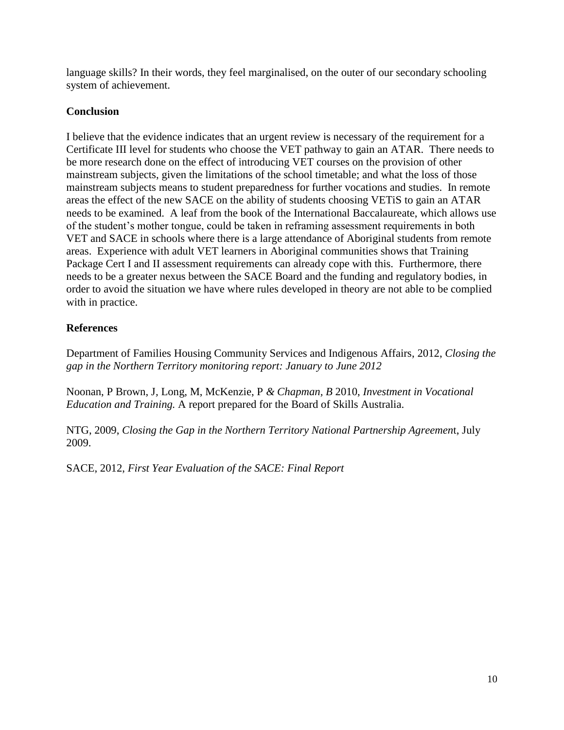language skills? In their words, they feel marginalised, on the outer of our secondary schooling system of achievement.

## Conclusion

I believe that the evidence indicates that an urgent review is necessary of the requirement for a Certificate III level for students who choose the VET pathway to gain an ATAR. There needs to be more research done on the effect of introducing VET courses on the provision of other mainstream subjects, given the limitations of the school timetable; and what the loss of those mainstream subjects means to student preparedness for further vocations and studies. In remote areas the effect of the new SACE on the ability of students choosing VETiS to gain an ATAR needs to be examined. A leaf from the book of the International Baccalaureate, which allows use of the student's mother tongue, could be taken in reframing assessment requirements in both VET and SACE in schools where there is a large attendance of Aboriginal students from remote areas. Experience with adult VET learners in Aboriginal communities shows that Training Package Cert I and II assessment requirements can already cope with this. Furthermore, there needs to be a greater nexus between the SACE Board and the funding and regulatory bodies, in order to avoid the situation we have where rules developed in theory are not able to be complied with in practice.

## References

Department of Families Housing Community Services and Indigenous Affairs, 2012, *Closing the gap in the Northern Territory monitoring report: January to June 2012*

Noonan, P Brown, J, Long, M, McKenzie, P *& Chapman, B* 2010, *Investment in Vocational Education and Training.* A report prepared for the Board of Skills Australia.

NTG, 2009, *Closing the Gap in the Northern Territory National Partnership Agreemen*t, July 2009.

SACE, 2012, *First Year Evaluation of the SACE: Final Report*